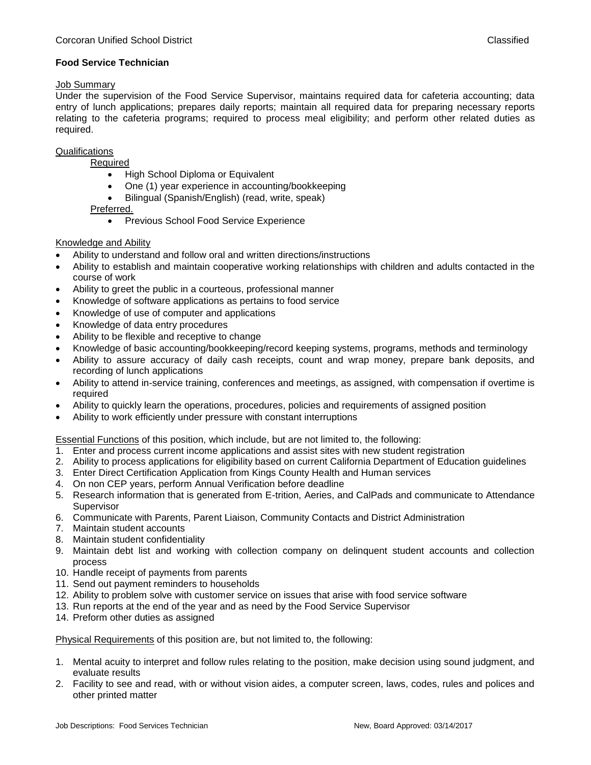Corcoran Unified School District Classified

**Food Service Technician**

Job Summary

Under the supervision of the Food Service Supervisor, maintains required data for cafeteria accounting; data entry of lunch applications; prepares daily reports; maintain all required data for preparing necessary reports relating to the cafeteria programs; required to process meal eligibility; and perform other related duties as required.

Qualifications

Required

- High School Diploma or Equivalent
- One (1) year experience in accounting/bookkeeping
- Bilingual (Spanish/English) (read, write, speak)

Preferred.

- Previous School Food Service Experience

Knowledge and Ability

- Ability to understand and follow oral and written directions/instructions
- Ability to establish and maintain cooperative working relationships with children and adults contacted in the course of work
- Ability to greet the public in a courteous, professional manner
- Knowledge of software applications as pertains to food service
- Knowledge of use of computer and applications
- Knowledge of data entry procedures
- Ability to be flexible and receptive to change
- Knowledge of basic accounting/bookkeeping/record keeping systems, programs, methods and terminology
- Ability to assure accuracy of daily cash receipts, count and wrap money, prepare bank deposits, and recording of lunch applications
- Ability to attend in-service training, conferences and meetings, as assigned, with compensation if overtime is required
- Ability to quickly learn the operations, procedures, policies and requirements of assigned position
- Ability to work efficiently under pressure with constant interruptions

Essential Functions of this position, which include, but are not limited to, the following:

1. Enter and process current income applications and assist sites with new student registration
2. Ability to process applications for eligibility based on current California Department of Education guidelines
3. Enter Direct Certification Application from Kings County Health and Human services
4. On non CEP years, perform Annual Verification before deadline
5. Research information that is generated from E-trition, Aeries, and CalPads and communicate to Attendance Supervisor
6. Communicate with Parents, Parent Liaison, Community Contacts and District Administration
7. Maintain student accounts
8. Maintain student confidentiality
9. Maintain debt list and working with collection company on delinquent student accounts and collection process
10. Handle receipt of payments from parents
11. Send out payment reminders to households
12. Ability to problem solve with customer service on issues that arise with food service software
13. Run reports at the end of the year and as need by the Food Service Supervisor
14. Preform other duties as assigned

Physical Requirements of this position are, but not limited to, the following:

1. Mental acuity to interpret and follow rules relating to the position, make decision using sound judgment, and evaluate results
2. Facility to see and read, with or without vision aides, a computer screen, laws, codes, rules and polices and other printed matter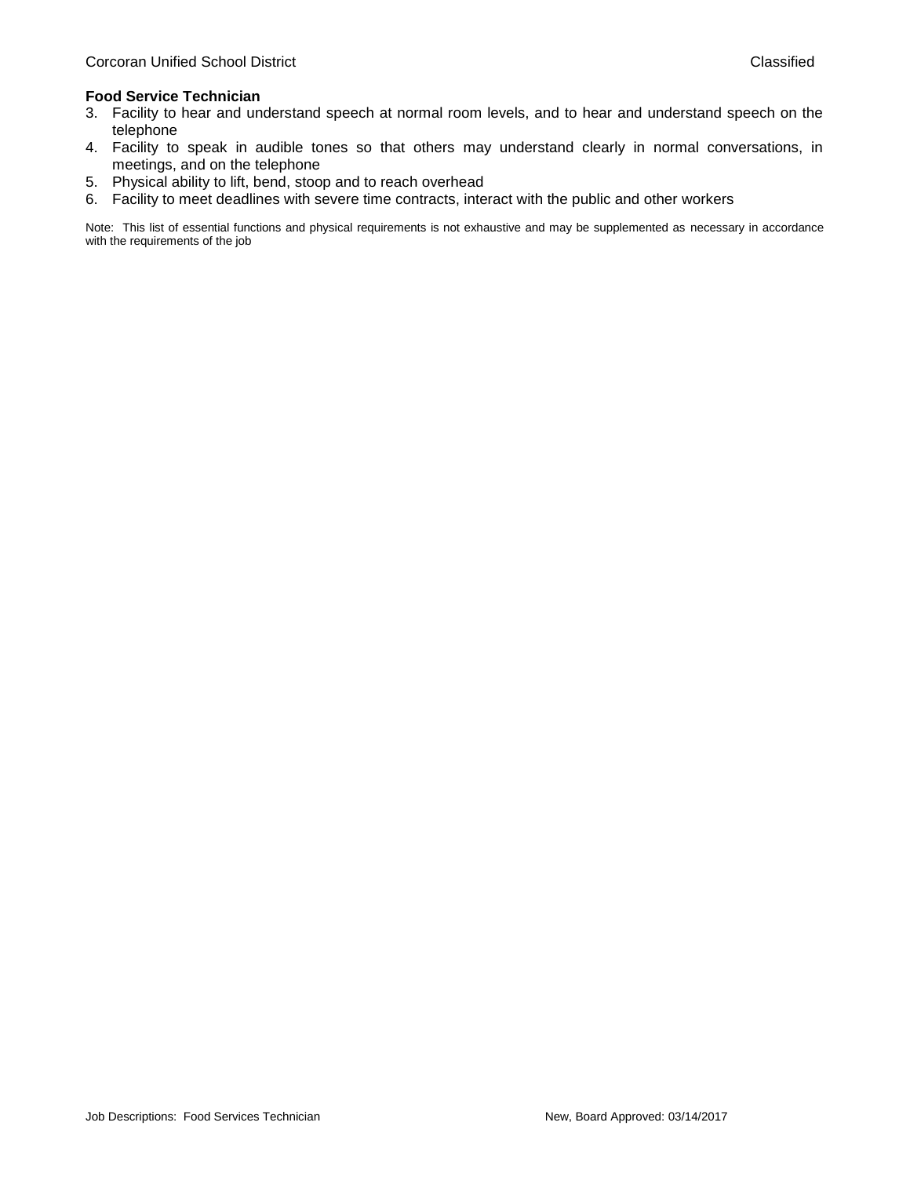**Food Service Technician**

3. Facility to hear and understand speech at normal room levels, and to hear and understand speech on the telephone
4. Facility to speak in audible tones so that others may understand clearly in normal conversations, in meetings, and on the telephone
5. Physical ability to lift, bend, stoop and to reach overhead
6. Facility to meet deadlines with severe time contracts, interact with the public and other workers

Note: This list of essential functions and physical requirements is not exhaustive and may be supplemented as necessary in accordance with the requirements of the job